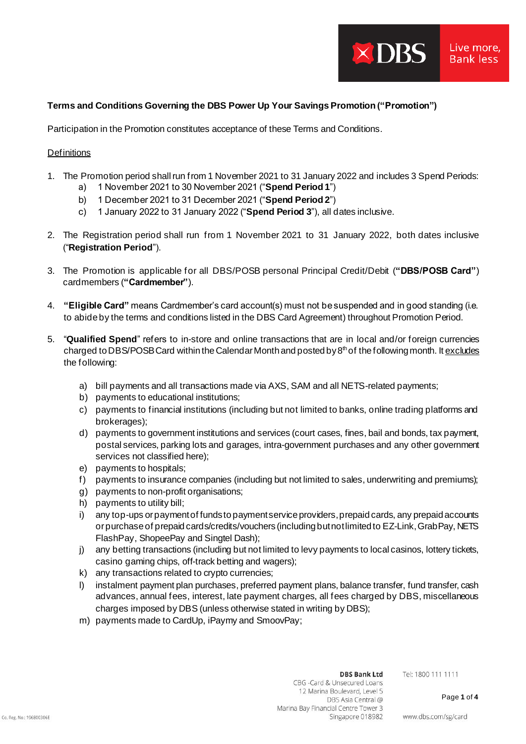**Terms and Conditions Governing the DBS Power Up Your Savings Promotion ("Promotion")**

Participation in the Promotion constitutes acceptance of these Terms and Conditions.

<u>Definitions</u>

1. The Promotion period shall run from 1 November 2021 to 31 January 2022 and includes 3 Spend Periods:
   a) 1 November 2021 to 30 November 2021 ("**Spend Period 1**")
   b) 1 December 2021 to 31 December 2021 ("**Spend Period 2**")
   c) 1 January 2022 to 31 January 2022 ("**Spend Period 3**"), all dates inclusive.

2. The Registration period shall run from 1 November 2021 to 31 January 2022, both dates inclusive ("**Registration Period**").

3. The Promotion is applicable for all DBS/POSB personal Principal Credit/Debit (**"DBS/POSB Card"**) cardmembers (**"Cardmember"**).

4. **"Eligible Card"** means Cardmember's card account(s) must not be suspended and in good standing (i.e. to abide by the terms and conditions listed in the DBS Card Agreement) throughout Promotion Period.

5. "**Qualified Spend**" refers to in-store and online transactions that are in local and/or foreign currencies charged to DBS/POSB Card within the Calendar Month and posted by 8th of the following month. It <u>excludes</u> the following:

   a) bill payments and all transactions made via AXS, SAM and all NETS-related payments;
   b) payments to educational institutions;
   c) payments to financial institutions (including but not limited to banks, online trading platforms and brokerages);
   d) payments to government institutions and services (court cases, fines, bail and bonds, tax payment, postal services, parking lots and garages, intra-government purchases and any other government services not classified here);
   e) payments to hospitals;
   f) payments to insurance companies (including but not limited to sales, underwriting and premiums);
   g) payments to non-profit organisations;
   h) payments to utility bill;
   i) any top-ups or payment of funds to payment service providers, prepaid cards, any prepaid accounts or purchase of prepaid cards/credits/vouchers (including but not limited to EZ-Link, GrabPay, NETS FlashPay, ShopeePay and Singtel Dash);
   j) any betting transactions (including but not limited to levy payments to local casinos, lottery tickets, casino gaming chips, off-track betting and wagers);
   k) any transactions related to crypto currencies;
   l) instalment payment plan purchases, preferred payment plans, balance transfer, fund transfer, cash advances, annual fees, interest, late payment charges, all fees charged by DBS, miscellaneous charges imposed by DBS (unless otherwise stated in writing by DBS);
   m) payments made to CardUp, iPaymy and SmoovPay;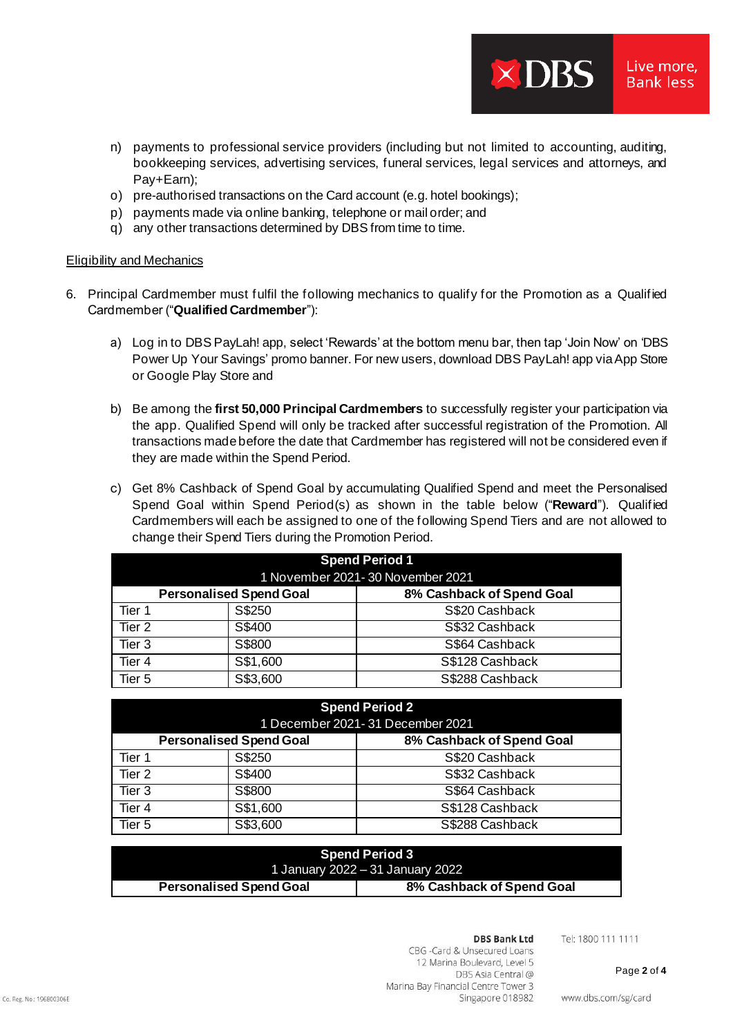n) payments to professional service providers (including but not limited to accounting, auditing, bookkeeping services, advertising services, funeral services, legal services and attorneys, and Pay+Earn);
o) pre-authorised transactions on the Card account (e.g. hotel bookings);
p) payments made via online banking, telephone or mail order; and
q) any other transactions determined by DBS from time to time.

<u>Eligibility and Mechanics</u>

6. Principal Cardmember must fulfil the following mechanics to qualify for the Promotion as a Qualified Cardmember ("**Qualified Cardmember**"):

   a) Log in to DBS PayLah! app, select 'Rewards' at the bottom menu bar, then tap 'Join Now' on 'DBS Power Up Your Savings' promo banner. For new users, download DBS PayLah! app via App Store or Google Play Store and

   b) Be among the **first 50,000 Principal Cardmembers** to successfully register your participation via the app. Qualified Spend will only be tracked after successful registration of the Promotion. All transactions made before the date that Cardmember has registered will not be considered even if they are made within the Spend Period.

   c) Get 8% Cashback of Spend Goal by accumulating Qualified Spend and meet the Personalised Spend Goal within Spend Period(s) as shown in the table below ("**Reward**"). Qualified Cardmembers will each be assigned to one of the following Spend Tiers and are not allowed to change their Spend Tiers during the Promotion Period.

| **Spend Period 1**<br>1 November 2021 - 30 November 2021 | | |
|---|---|---|
| **Personalised Spend Goal** | | **8% Cashback of Spend Goal** |
| Tier 1 | S$250 | S$20 Cashback |
| Tier 2 | S$400 | S$32 Cashback |
| Tier 3 | S$800 | S$64 Cashback |
| Tier 4 | S$1,600 | S$128 Cashback |
| Tier 5 | S$3,600 | S$288 Cashback |

| **Spend Period 2**<br>1 December 2021 - 31 December 2021 | | |
|---|---|---|
| **Personalised Spend Goal** | | **8% Cashback of Spend Goal** |
| Tier 1 | S$250 | S$20 Cashback |
| Tier 2 | S$400 | S$32 Cashback |
| Tier 3 | S$800 | S$64 Cashback |
| Tier 4 | S$1,600 | S$128 Cashback |
| Tier 5 | S$3,600 | S$288 Cashback |

| **Spend Period 3**<br>1 January 2022 – 31 January 2022 | |
|---|---|
| **Personalised Spend Goal** | **8% Cashback of Spend Goal** |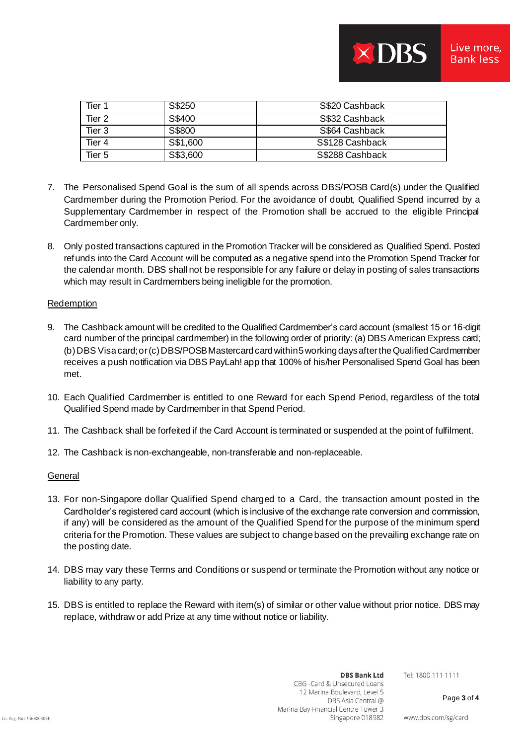| Tier 1 | S$250 | S$20 Cashback |
| --- | --- | --- |
| Tier 2 | S$400 | S$32 Cashback |
| Tier 3 | S$800 | S$64 Cashback |
| Tier 4 | S$1,600 | S$128 Cashback |
| Tier 5 | S$3,600 | S$288 Cashback |

7. The Personalised Spend Goal is the sum of all spends across DBS/POSB Card(s) under the Qualified Cardmember during the Promotion Period. For the avoidance of doubt, Qualified Spend incurred by a Supplementary Cardmember in respect of the Promotion shall be accrued to the eligible Principal Cardmember only.

8. Only posted transactions captured in the Promotion Tracker will be considered as Qualified Spend. Posted refunds into the Card Account will be computed as a negative spend into the Promotion Spend Tracker for the calendar month. DBS shall not be responsible for any failure or delay in posting of sales transactions which may result in Cardmembers being ineligible for the promotion.

<u>Redemption</u>

9. The Cashback amount will be credited to the Qualified Cardmember's card account (smallest 15 or 16-digit card number of the principal cardmember) in the following order of priority: (a) DBS American Express card; (b) DBS Visa card; or (c) DBS/POSB Mastercard card within 5 working days after the Qualified Cardmember receives a push notification via DBS PayLah! app that 100% of his/her Personalised Spend Goal has been met.

10. Each Qualified Cardmember is entitled to one Reward for each Spend Period, regardless of the total Qualified Spend made by Cardmember in that Spend Period.

11. The Cashback shall be forfeited if the Card Account is terminated or suspended at the point of fulfilment.

12. The Cashback is non-exchangeable, non-transferable and non-replaceable.

<u>General</u>

13. For non-Singapore dollar Qualified Spend charged to a Card, the transaction amount posted in the Cardholder's registered card account (which is inclusive of the exchange rate conversion and commission, if any) will be considered as the amount of the Qualified Spend for the purpose of the minimum spend criteria for the Promotion. These values are subject to change based on the prevailing exchange rate on the posting date.

14. DBS may vary these Terms and Conditions or suspend or terminate the Promotion without any notice or liability to any party.

15. DBS is entitled to replace the Reward with item(s) of similar or other value without prior notice. DBS may replace, withdraw or add Prize at any time without notice or liability.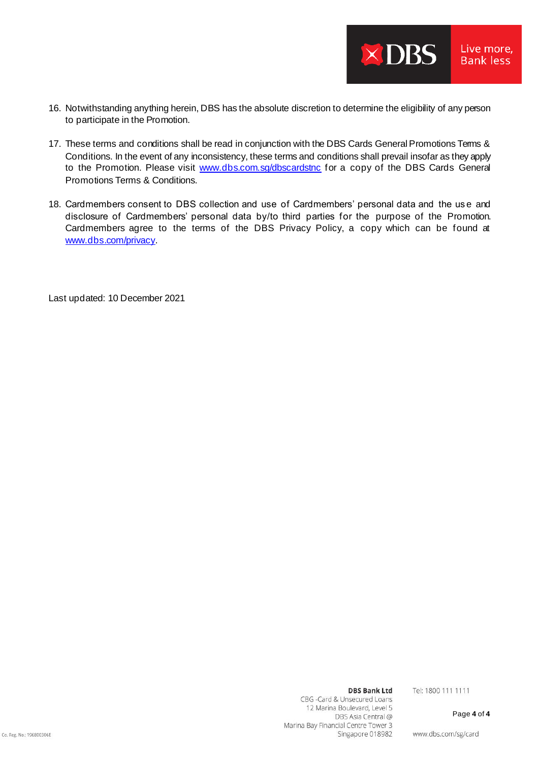16. Notwithstanding anything herein, DBS has the absolute discretion to determine the eligibility of any person to participate in the Promotion.

17. These terms and conditions shall be read in conjunction with the DBS Cards General Promotions Terms & Conditions. In the event of any inconsistency, these terms and conditions shall prevail insofar as they apply to the Promotion. Please visit [www.dbs.com.sg/dbscardstnc](www.dbs.com.sg/dbscardstnc) for a copy of the DBS Cards General Promotions Terms & Conditions.

18. Cardmembers consent to DBS collection and use of Cardmembers' personal data and the use and disclosure of Cardmembers' personal data by/to third parties for the purpose of the Promotion. Cardmembers agree to the terms of the DBS Privacy Policy, a copy which can be found at [www.dbs.com/privacy](www.dbs.com/privacy).

Last updated: 10 December 2021